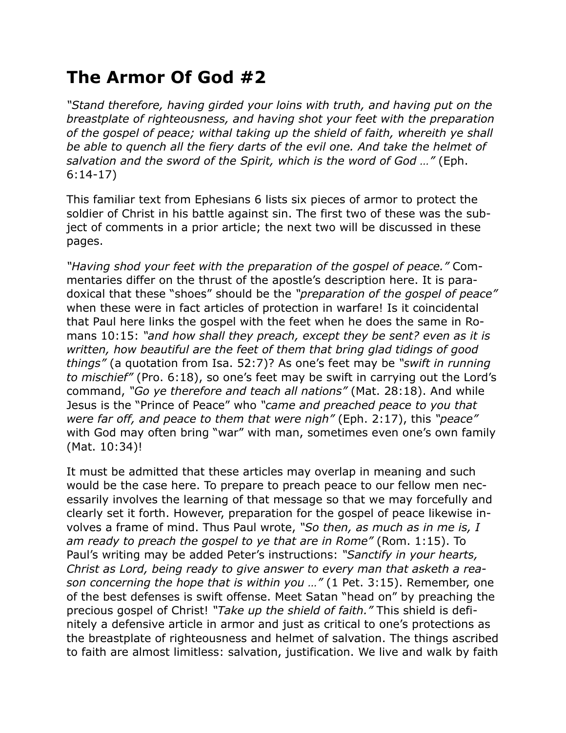# The Armor Of God #2

*"Stand therefore, having girded your loins with truth, and having put on the breastplate of righteousness, and having shot your feet with the preparation of the gospel of peace; withal taking up the shield of faith, whereith ye shall be able to quench all the fiery darts of the evil one. And take the helmet of salvation and the sword of the Spirit, which is the word of God …"* (Eph. 6:14-17)

This familiar text from Ephesians 6 lists six pieces of armor to protect the soldier of Christ in his battle against sin. The first two of these was the subject of comments in a prior article; the next two will be discussed in these pages.

*"Having shod your feet with the preparation of the gospel of peace."* Commentaries differ on the thrust of the apostle's description here. It is paradoxical that these "shoes" should be the *"preparation of the gospel of peace"* when these were in fact articles of protection in warfare! Is it coincidental that Paul here links the gospel with the feet when he does the same in Romans 10:15: *"and how shall they preach, except they be sent? even as it is written, how beautiful are the feet of them that bring glad tidings of good things"* (a quotation from Isa. 52:7)? As one's feet may be *"swift in running to mischief"* (Pro. 6:18), so one's feet may be swift in carrying out the Lord's command, *"Go ye therefore and teach all nations"* (Mat. 28:18). And while Jesus is the "Prince of Peace" who *"came and preached peace to you that were far off, and peace to them that were nigh"* (Eph. 2:17), this *"peace"* with God may often bring "war" with man, sometimes even one's own family (Mat. 10:34)!

It must be admitted that these articles may overlap in meaning and such would be the case here. To prepare to preach peace to our fellow men necessarily involves the learning of that message so that we may forcefully and clearly set it forth. However, preparation for the gospel of peace likewise involves a frame of mind. Thus Paul wrote, *"So then, as much as in me is, I am ready to preach the gospel to ye that are in Rome"* (Rom. 1:15). To Paul's writing may be added Peter's instructions: *"Sanctify in your hearts, Christ as Lord, being ready to give answer to every man that asketh a reason concerning the hope that is within you …"* (1 Pet. 3:15). Remember, one of the best defenses is swift offense. Meet Satan "head on" by preaching the precious gospel of Christ! *"Take up the shield of faith."* This shield is definitely a defensive article in armor and just as critical to one's protections as the breastplate of righteousness and helmet of salvation. The things ascribed to faith are almost limitless: salvation, justification. We live and walk by faith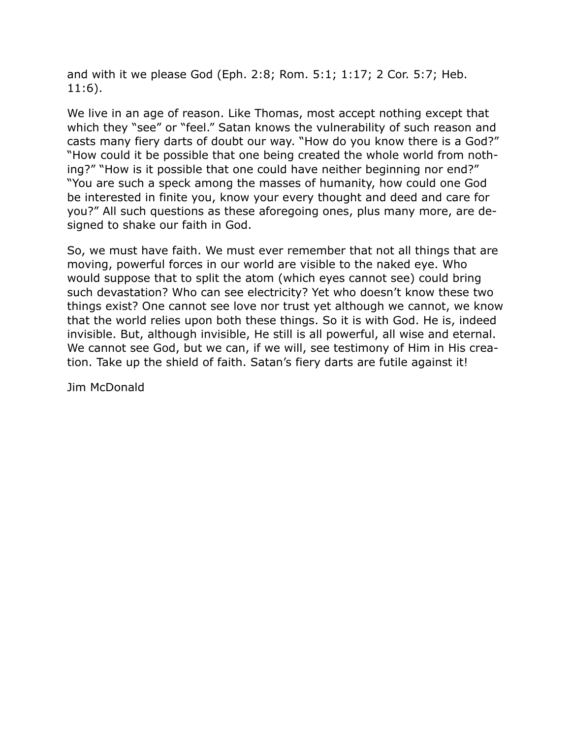and with it we please God (Eph. 2:8; Rom. 5:1; 1:17; 2 Cor. 5:7; Heb. 11:6).

We live in an age of reason. Like Thomas, most accept nothing except that which they "see" or "feel." Satan knows the vulnerability of such reason and casts many fiery darts of doubt our way. "How do you know there is a God?" "How could it be possible that one being created the whole world from nothing?" "How is it possible that one could have neither beginning nor end?" "You are such a speck among the masses of humanity, how could one God be interested in finite you, know your every thought and deed and care for you?" All such questions as these aforegoing ones, plus many more, are designed to shake our faith in God.

So, we must have faith. We must ever remember that not all things that are moving, powerful forces in our world are visible to the naked eye. Who would suppose that to split the atom (which eyes cannot see) could bring such devastation? Who can see electricity? Yet who doesn't know these two things exist? One cannot see love nor trust yet although we cannot, we know that the world relies upon both these things. So it is with God. He is, indeed invisible. But, although invisible, He still is all powerful, all wise and eternal. We cannot see God, but we can, if we will, see testimony of Him in His creation. Take up the shield of faith. Satan's fiery darts are futile against it!

Jim McDonald